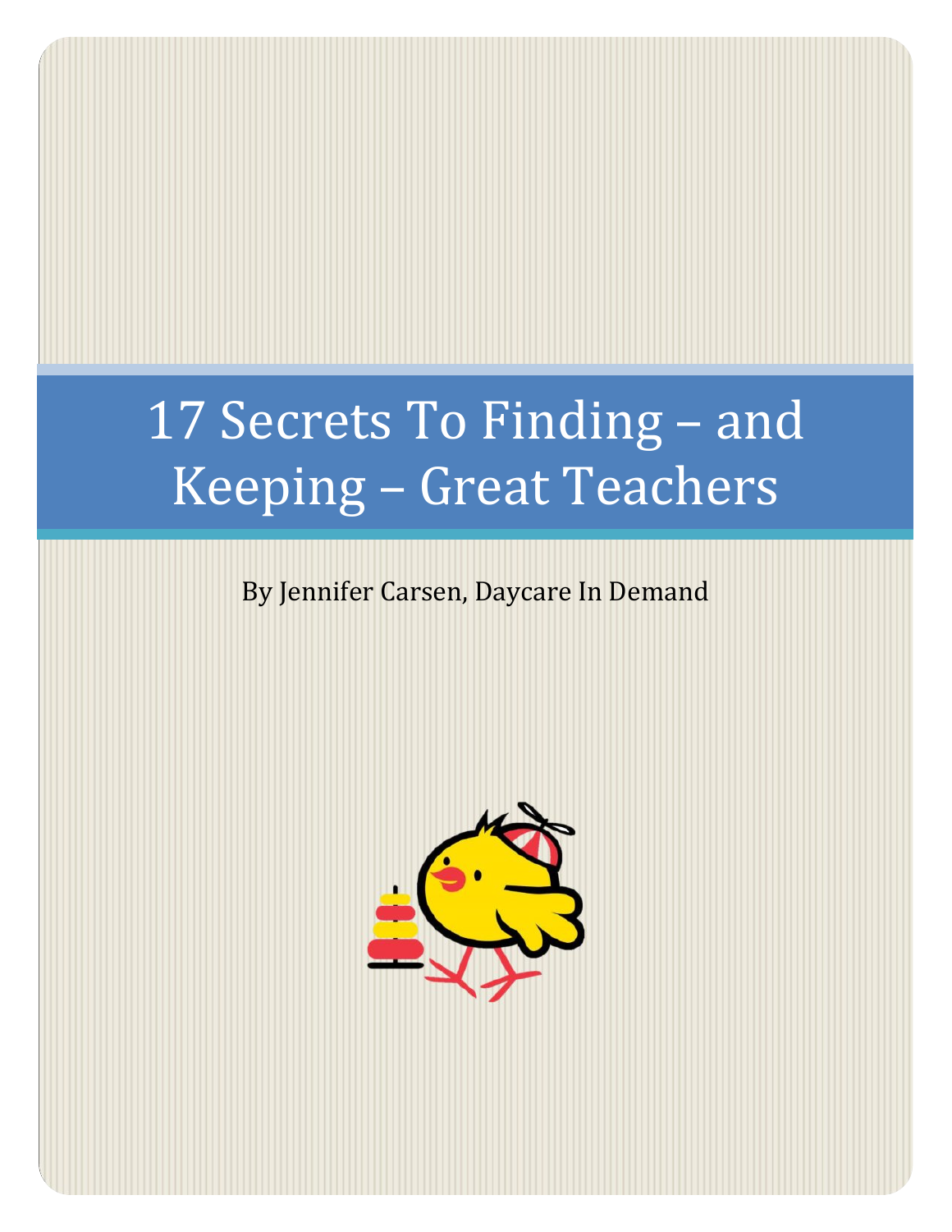# 17 Secrets To Finding – and Keeping – Great Teachers

By Jennifer Carsen, Daycare In Demand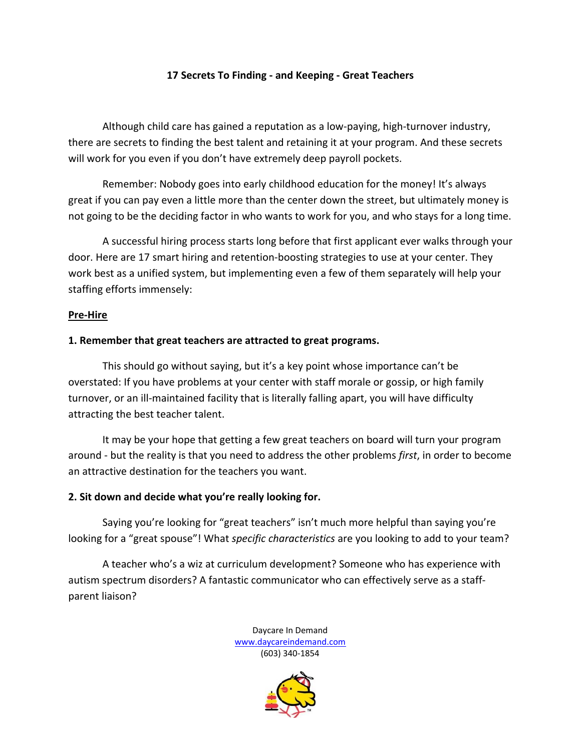**17 Secrets To Finding - and Keeping - Great Teachers**

Although child care has gained a reputation as a low-paying, high-turnover industry, there are secrets to finding the best talent and retaining it at your program. And these secrets will work for you even if you don't have extremely deep payroll pockets.

Remember: Nobody goes into early childhood education for the money! It's always great if you can pay even a little more than the center down the street, but ultimately money is not going to be the deciding factor in who wants to work for you, and who stays for a long time.

A successful hiring process starts long before that first applicant ever walks through your door. Here are 17 smart hiring and retention-boosting strategies to use at your center. They work best as a unified system, but implementing even a few of them separately will help your staffing efforts immensely:

## Pre-Hire

### 1. Remember that great teachers are attracted to great programs.

This should go without saying, but it's a key point whose importance can't be overstated: If you have problems at your center with staff morale or gossip, or high family turnover, or an ill-maintained facility that is literally falling apart, you will have difficulty attracting the best teacher talent.

It may be your hope that getting a few great teachers on board will turn your program around - but the reality is that you need to address the other problems *first*, in order to become an attractive destination for the teachers you want.

### 2. Sit down and decide what you're really looking for.

Saying you're looking for "great teachers" isn't much more helpful than saying you're looking for a "great spouse"! What *specific characteristics* are you looking to add to your team?

A teacher who's a wiz at curriculum development? Someone who has experience with autism spectrum disorders? A fantastic communicator who can effectively serve as a staff-parent liaison?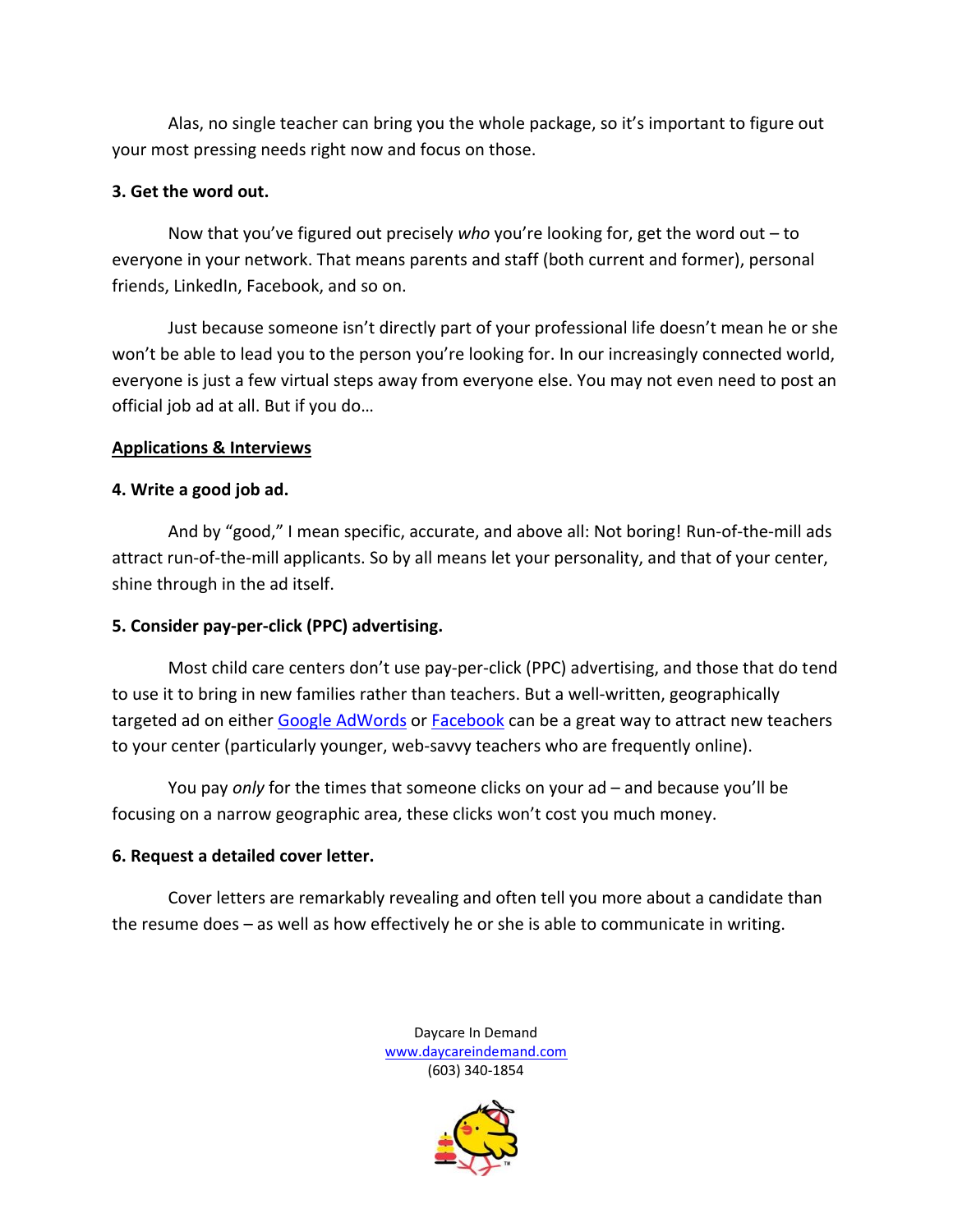Alas, no single teacher can bring you the whole package, so it's important to figure out your most pressing needs right now and focus on those.

**3. Get the word out.**

Now that you've figured out precisely *who* you're looking for, get the word out – to everyone in your network. That means parents and staff (both current and former), personal friends, LinkedIn, Facebook, and so on.

Just because someone isn't directly part of your professional life doesn't mean he or she won't be able to lead you to the person you're looking for. In our increasingly connected world, everyone is just a few virtual steps away from everyone else. You may not even need to post an official job ad at all. But if you do…

## Applications & Interviews

**4. Write a good job ad.**

And by "good," I mean specific, accurate, and above all: Not boring! Run-of-the-mill ads attract run-of-the-mill applicants. So by all means let your personality, and that of your center, shine through in the ad itself.

**5. Consider pay-per-click (PPC) advertising.**

Most child care centers don't use pay-per-click (PPC) advertising, and those that do tend to use it to bring in new families rather than teachers. But a well-written, geographically targeted ad on either Google AdWords or Facebook can be a great way to attract new teachers to your center (particularly younger, web-savvy teachers who are frequently online).

You pay *only* for the times that someone clicks on your ad – and because you'll be focusing on a narrow geographic area, these clicks won't cost you much money.

**6. Request a detailed cover letter.**

Cover letters are remarkably revealing and often tell you more about a candidate than the resume does – as well as how effectively he or she is able to communicate in writing.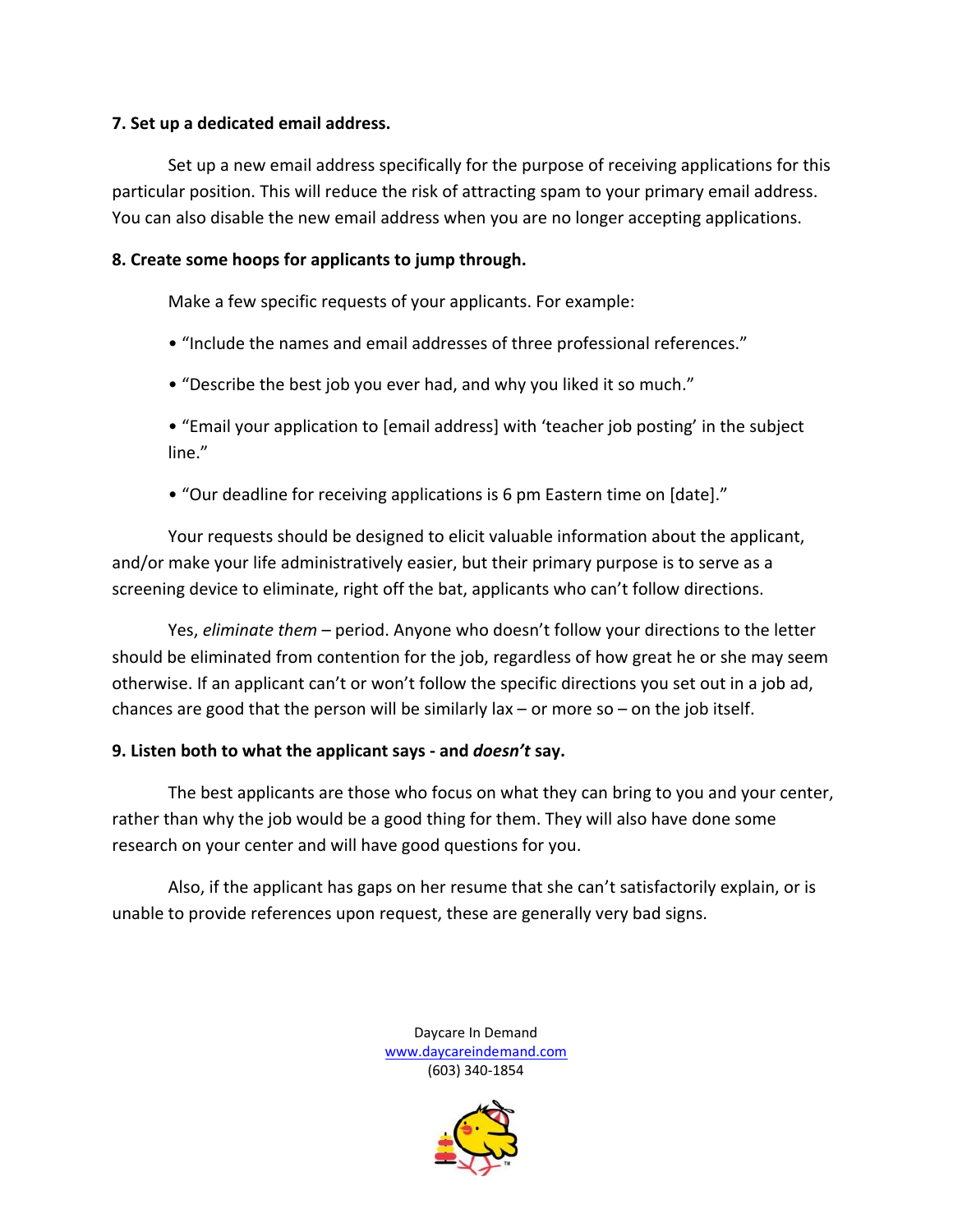**7. Set up a dedicated email address.**

Set up a new email address specifically for the purpose of receiving applications for this particular position. This will reduce the risk of attracting spam to your primary email address. You can also disable the new email address when you are no longer accepting applications.

**8. Create some hoops for applicants to jump through.**

Make a few specific requests of your applicants. For example:

- "Include the names and email addresses of three professional references."
- "Describe the best job you ever had, and why you liked it so much."
- "Email your application to [email address] with 'teacher job posting' in the subject line."
- "Our deadline for receiving applications is 6 pm Eastern time on [date]."

Your requests should be designed to elicit valuable information about the applicant, and/or make your life administratively easier, but their primary purpose is to serve as a screening device to eliminate, right off the bat, applicants who can't follow directions.

Yes, *eliminate them* – period. Anyone who doesn't follow your directions to the letter should be eliminated from contention for the job, regardless of how great he or she may seem otherwise. If an applicant can't or won't follow the specific directions you set out in a job ad, chances are good that the person will be similarly lax – or more so – on the job itself.

**9. Listen both to what the applicant says - and *doesn't* say.**

The best applicants are those who focus on what they can bring to you and your center, rather than why the job would be a good thing for them. They will also have done some research on your center and will have good questions for you.

Also, if the applicant has gaps on her resume that she can't satisfactorily explain, or is unable to provide references upon request, these are generally very bad signs.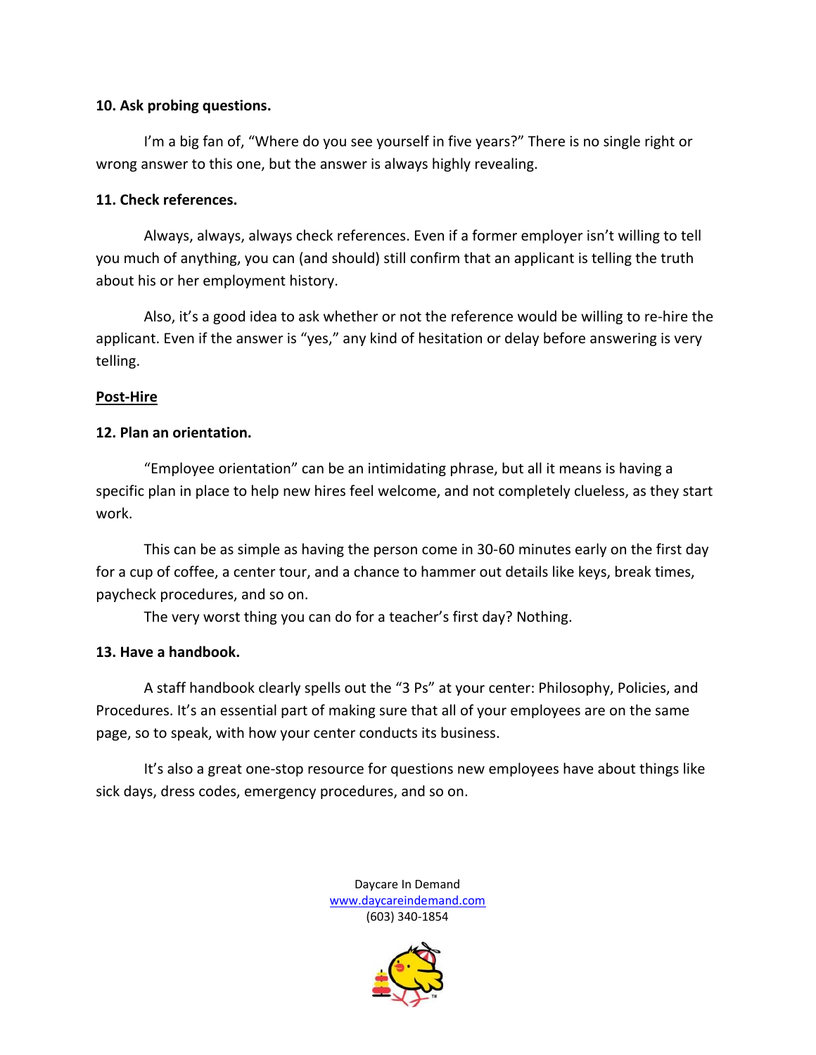**10. Ask probing questions.**

I'm a big fan of, "Where do you see yourself in five years?" There is no single right or wrong answer to this one, but the answer is always highly revealing.

**11. Check references.**

Always, always, always check references. Even if a former employer isn't willing to tell you much of anything, you can (and should) still confirm that an applicant is telling the truth about his or her employment history.

Also, it's a good idea to ask whether or not the reference would be willing to re-hire the applicant. Even if the answer is "yes," any kind of hesitation or delay before answering is very telling.

**Post-Hire**

**12. Plan an orientation.**

"Employee orientation" can be an intimidating phrase, but all it means is having a specific plan in place to help new hires feel welcome, and not completely clueless, as they start work.

This can be as simple as having the person come in 30-60 minutes early on the first day for a cup of coffee, a center tour, and a chance to hammer out details like keys, break times, paycheck procedures, and so on.

The very worst thing you can do for a teacher's first day? Nothing.

**13. Have a handbook.**

A staff handbook clearly spells out the "3 Ps" at your center: Philosophy, Policies, and Procedures. It's an essential part of making sure that all of your employees are on the same page, so to speak, with how your center conducts its business.

It's also a great one-stop resource for questions new employees have about things like sick days, dress codes, emergency procedures, and so on.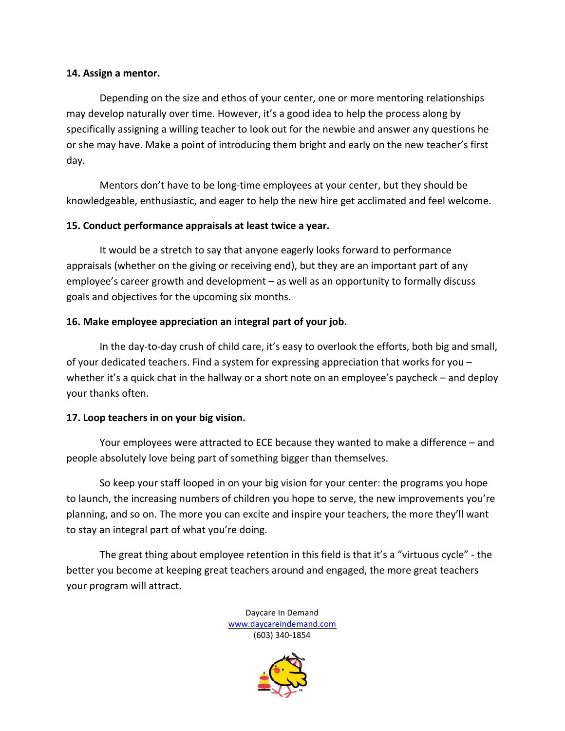**14. Assign a mentor.**

Depending on the size and ethos of your center, one or more mentoring relationships may develop naturally over time. However, it's a good idea to help the process along by specifically assigning a willing teacher to look out for the newbie and answer any questions he or she may have. Make a point of introducing them bright and early on the new teacher's first day.

Mentors don't have to be long-time employees at your center, but they should be knowledgeable, enthusiastic, and eager to help the new hire get acclimated and feel welcome.

**15. Conduct performance appraisals at least twice a year.**

It would be a stretch to say that anyone eagerly looks forward to performance appraisals (whether on the giving or receiving end), but they are an important part of any employee's career growth and development – as well as an opportunity to formally discuss goals and objectives for the upcoming six months.

**16. Make employee appreciation an integral part of your job.**

In the day-to-day crush of child care, it's easy to overlook the efforts, both big and small, of your dedicated teachers. Find a system for expressing appreciation that works for you – whether it's a quick chat in the hallway or a short note on an employee's paycheck – and deploy your thanks often.

**17. Loop teachers in on your big vision.**

Your employees were attracted to ECE because they wanted to make a difference – and people absolutely love being part of something bigger than themselves.

So keep your staff looped in on your big vision for your center: the programs you hope to launch, the increasing numbers of children you hope to serve, the new improvements you're planning, and so on. The more you can excite and inspire your teachers, the more they'll want to stay an integral part of what you're doing.

The great thing about employee retention in this field is that it's a "virtuous cycle" - the better you become at keeping great teachers around and engaged, the more great teachers your program will attract.

Daycare In Demand
www.daycareindemand.com
(603) 340-1854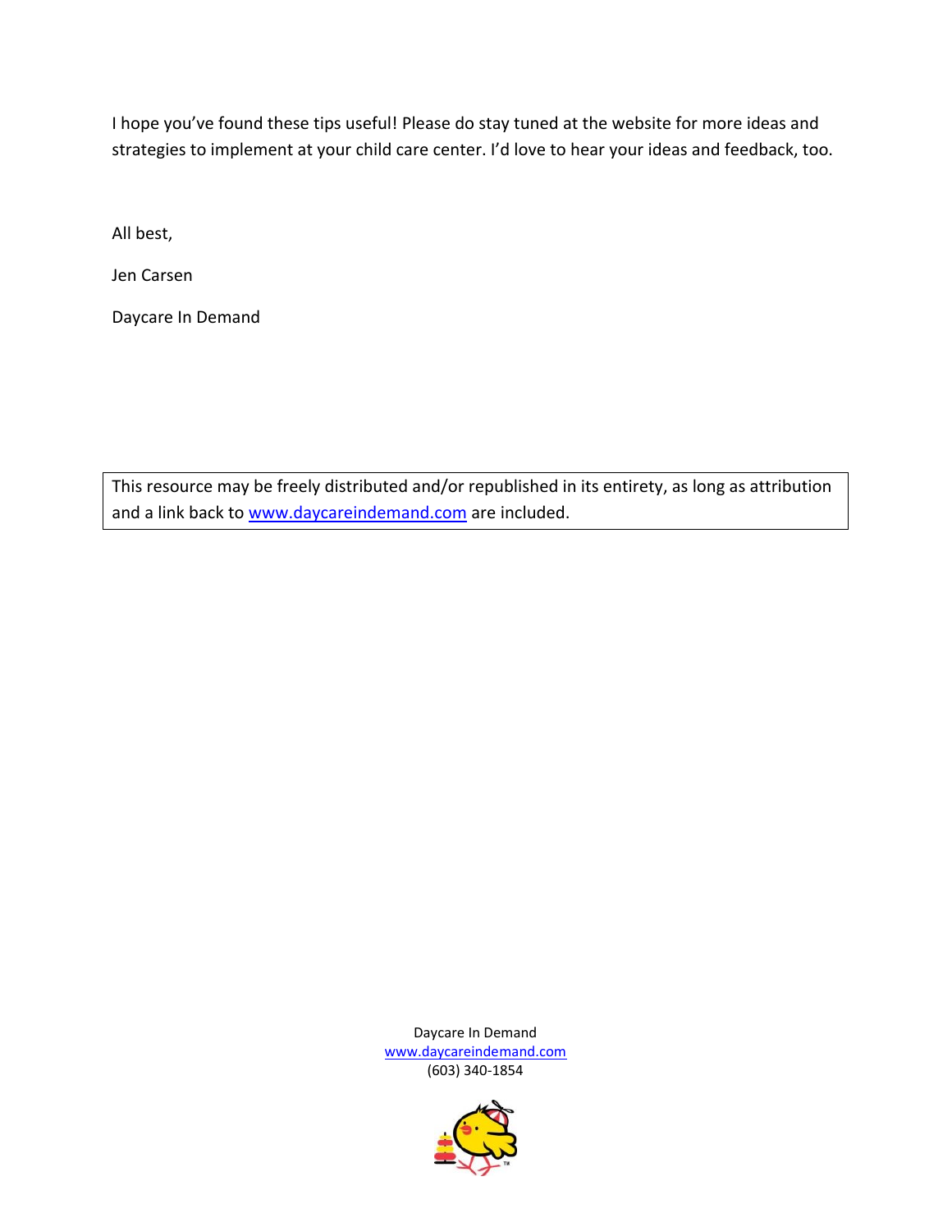I hope you've found these tips useful! Please do stay tuned at the website for more ideas and strategies to implement at your child care center. I'd love to hear your ideas and feedback, too.

All best,

Jen Carsen

Daycare In Demand

> This resource may be freely distributed and/or republished in its entirety, as long as attribution and a link back to www.daycareindemand.com are included.

Daycare In Demand
www.daycareindemand.com
(603) 340-1854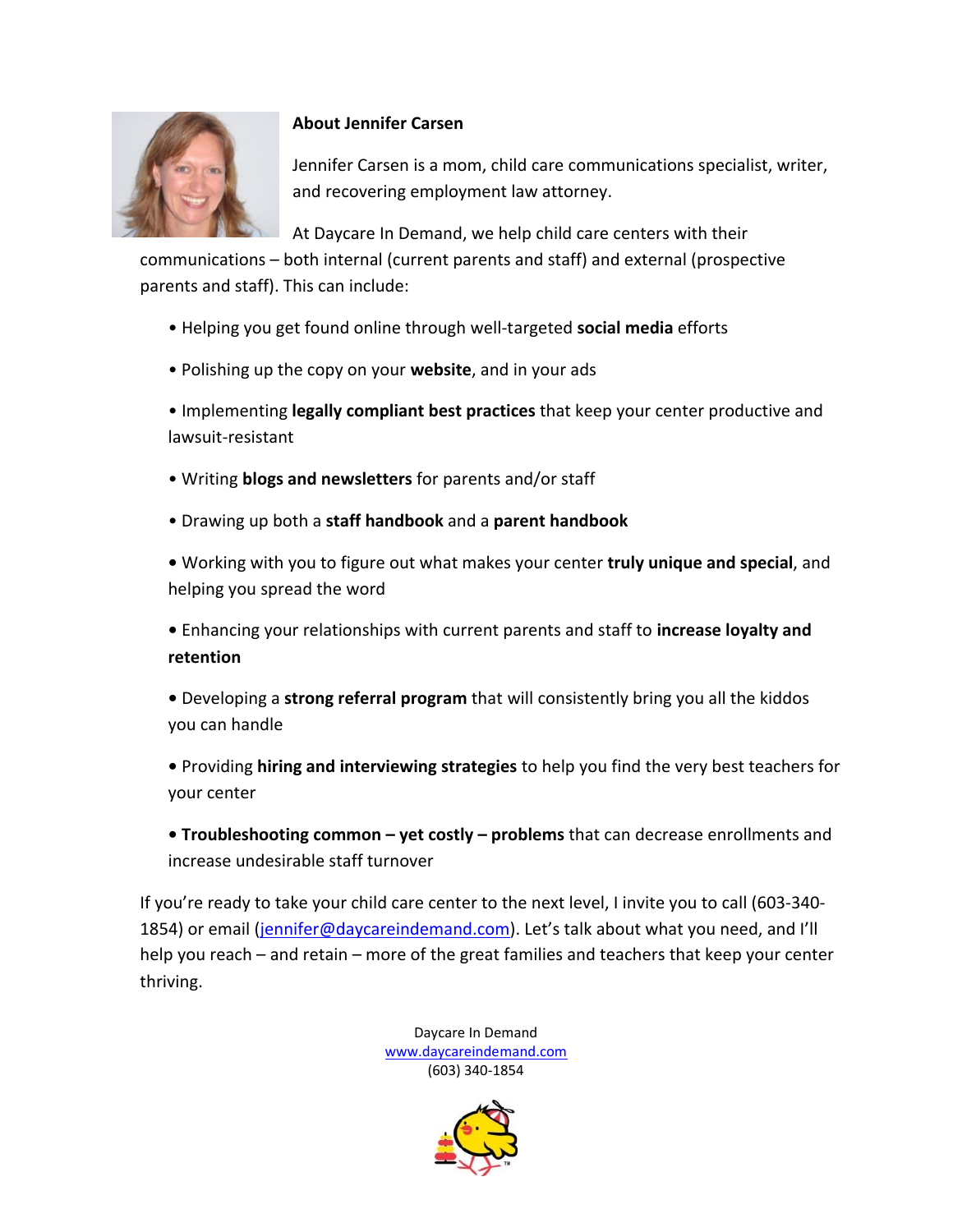**About Jennifer Carsen**

Jennifer Carsen is a mom, child care communications specialist, writer, and recovering employment law attorney.

At Daycare In Demand, we help child care centers with their communications – both internal (current parents and staff) and external (prospective parents and staff). This can include:

- Helping you get found online through well-targeted **social media** efforts
- Polishing up the copy on your **website**, and in your ads
- Implementing **legally compliant best practices** that keep your center productive and lawsuit-resistant
- Writing **blogs and newsletters** for parents and/or staff
- Drawing up both a **staff handbook** and a **parent handbook**
- Working with you to figure out what makes your center **truly unique and special**, and helping you spread the word
- Enhancing your relationships with current parents and staff to **increase loyalty and retention**
- Developing a **strong referral program** that will consistently bring you all the kiddos you can handle
- Providing **hiring and interviewing strategies** to help you find the very best teachers for your center
- **Troubleshooting common – yet costly – problems** that can decrease enrollments and increase undesirable staff turnover

If you're ready to take your child care center to the next level, I invite you to call (603-340-1854) or email (jennifer@daycareindemand.com). Let's talk about what you need, and I'll help you reach – and retain – more of the great families and teachers that keep your center thriving.

Daycare In Demand
www.daycareindemand.com
(603) 340-1854